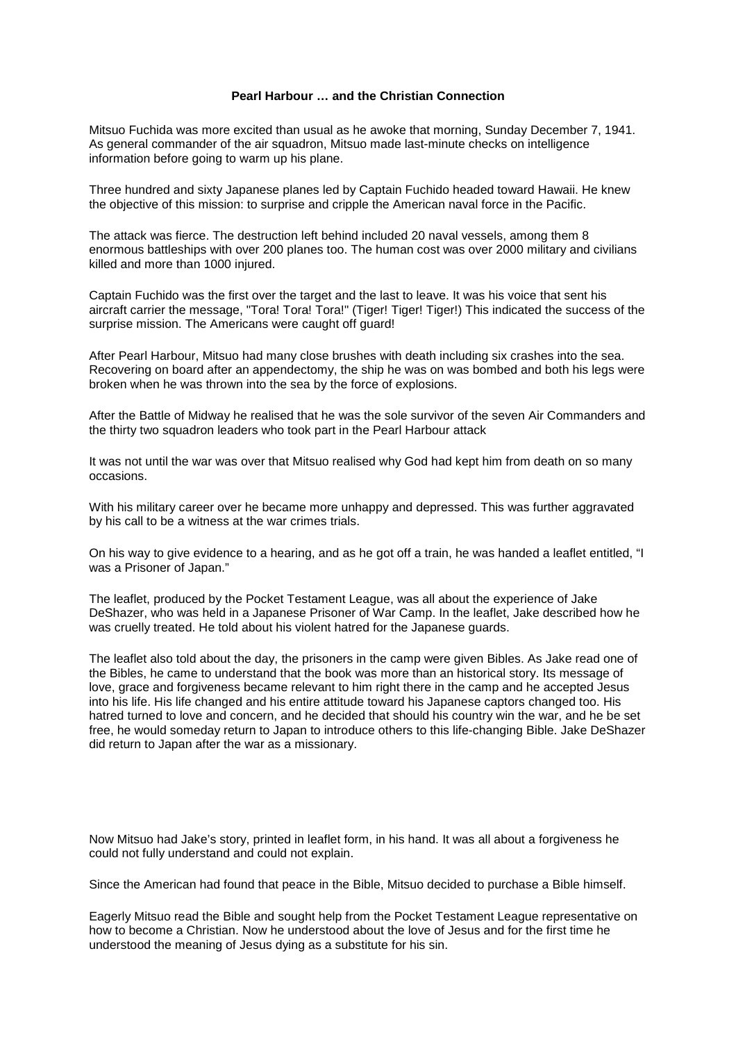**Pearl Harbour … and the Christian Connection**

Mitsuo Fuchida was more excited than usual as he awoke that morning, Sunday December 7, 1941. As general commander of the air squadron, Mitsuo made last-minute checks on intelligence information before going to warm up his plane.

Three hundred and sixty Japanese planes led by Captain Fuchido headed toward Hawaii. He knew the objective of this mission: to surprise and cripple the American naval force in the Pacific.

The attack was fierce. The destruction left behind included 20 naval vessels, among them 8 enormous battleships with over 200 planes too. The human cost was over 2000 military and civilians killed and more than 1000 injured.

Captain Fuchido was the first over the target and the last to leave. It was his voice that sent his aircraft carrier the message, "Tora! Tora! Tora!" (Tiger! Tiger! Tiger!) This indicated the success of the surprise mission. The Americans were caught off guard!

After Pearl Harbour, Mitsuo had many close brushes with death including six crashes into the sea. Recovering on board after an appendectomy, the ship he was on was bombed and both his legs were broken when he was thrown into the sea by the force of explosions.

After the Battle of Midway he realised that he was the sole survivor of the seven Air Commanders and the thirty two squadron leaders who took part in the Pearl Harbour attack

It was not until the war was over that Mitsuo realised why God had kept him from death on so many occasions.

With his military career over he became more unhappy and depressed. This was further aggravated by his call to be a witness at the war crimes trials.

On his way to give evidence to a hearing, and as he got off a train, he was handed a leaflet entitled, "I was a Prisoner of Japan."

The leaflet, produced by the Pocket Testament League, was all about the experience of Jake DeShazer, who was held in a Japanese Prisoner of War Camp. In the leaflet, Jake described how he was cruelly treated. He told about his violent hatred for the Japanese guards.

The leaflet also told about the day, the prisoners in the camp were given Bibles. As Jake read one of the Bibles, he came to understand that the book was more than an historical story. Its message of love, grace and forgiveness became relevant to him right there in the camp and he accepted Jesus into his life. His life changed and his entire attitude toward his Japanese captors changed too. His hatred turned to love and concern, and he decided that should his country win the war, and he be set free, he would someday return to Japan to introduce others to this life-changing Bible. Jake DeShazer did return to Japan after the war as a missionary.

Now Mitsuo had Jake's story, printed in leaflet form, in his hand. It was all about a forgiveness he could not fully understand and could not explain.

Since the American had found that peace in the Bible, Mitsuo decided to purchase a Bible himself.

Eagerly Mitsuo read the Bible and sought help from the Pocket Testament League representative on how to become a Christian. Now he understood about the love of Jesus and for the first time he understood the meaning of Jesus dying as a substitute for his sin.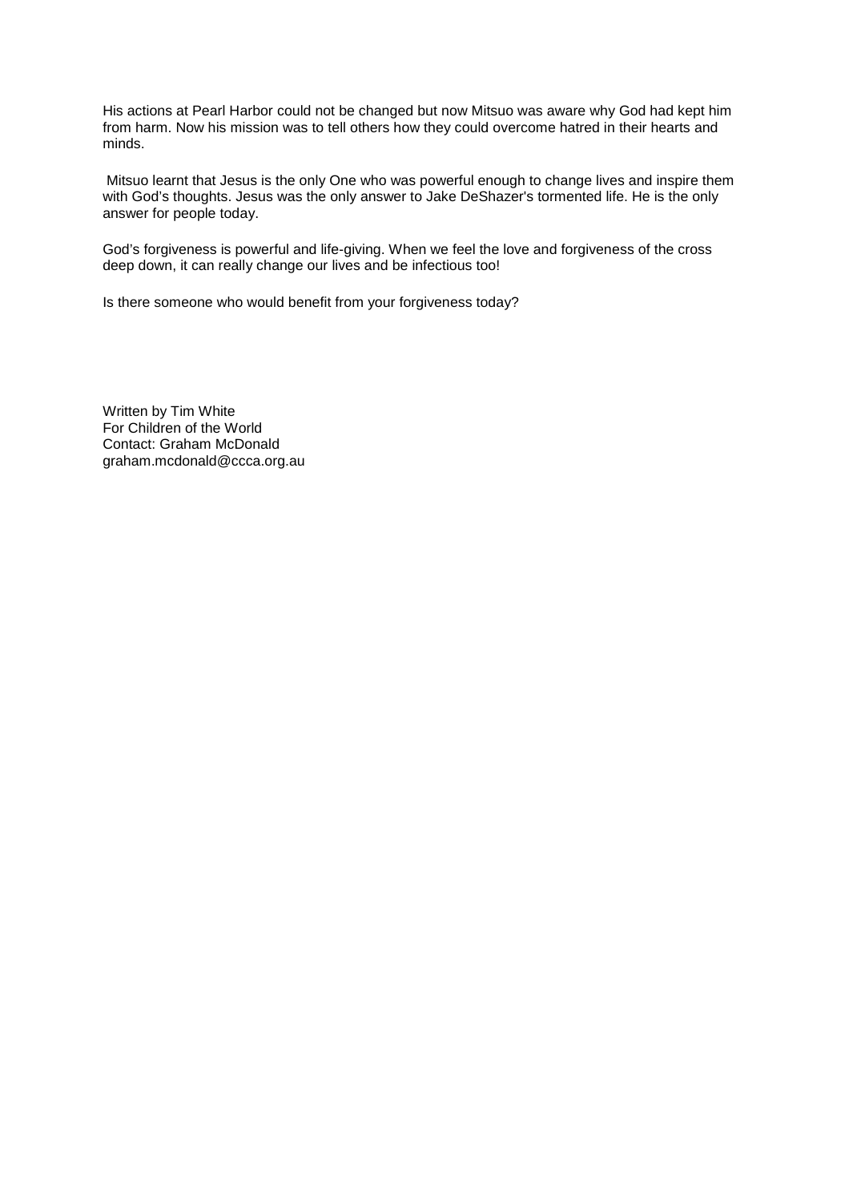His actions at Pearl Harbor could not be changed but now Mitsuo was aware why God had kept him from harm. Now his mission was to tell others how they could overcome hatred in their hearts and minds.

Mitsuo learnt that Jesus is the only One who was powerful enough to change lives and inspire them with God's thoughts. Jesus was the only answer to Jake DeShazer's tormented life. He is the only answer for people today.

God's forgiveness is powerful and life-giving. When we feel the love and forgiveness of the cross deep down, it can really change our lives and be infectious too!

Is there someone who would benefit from your forgiveness today?

Written by Tim White  
For Children of the World  
Contact: Graham McDonald  
graham.mcdonald@ccca.org.au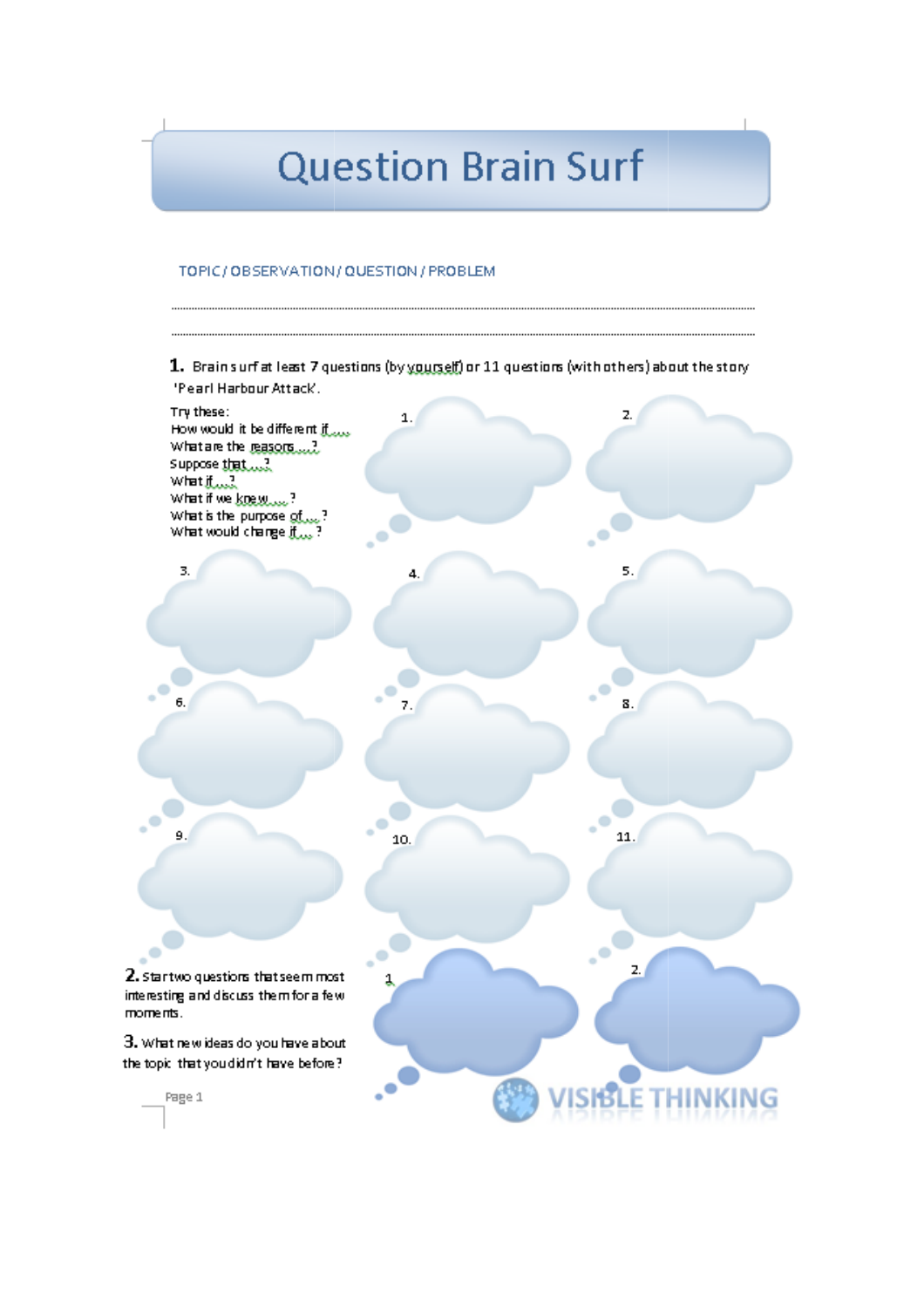# Question Brain Surf

TOPIC / OBSERVATION / QUESTION / PROBLEM

................................................................................................................................................

................................................................................................................................................

**1.** Brain surf at least 7 questions (by yourself) or 11 questions (with others) about the story 'Pearl Harbour Attack'.

Try these:
How would it be different if.....
What are the reasons.....?
Suppose that.....?
What if.....?
What if we knew.....?
What is the purpose of.....?
What would change if.....?

1.

2.

3.

4.

5.

6.

7.

8.

9.

10.

11.

**2.** Star two questions that seem most interesting and discuss them for a few moments.

1.

2.

**3.** What new ideas do you have about the topic that you didn't have before?

VISIBLE THINKING